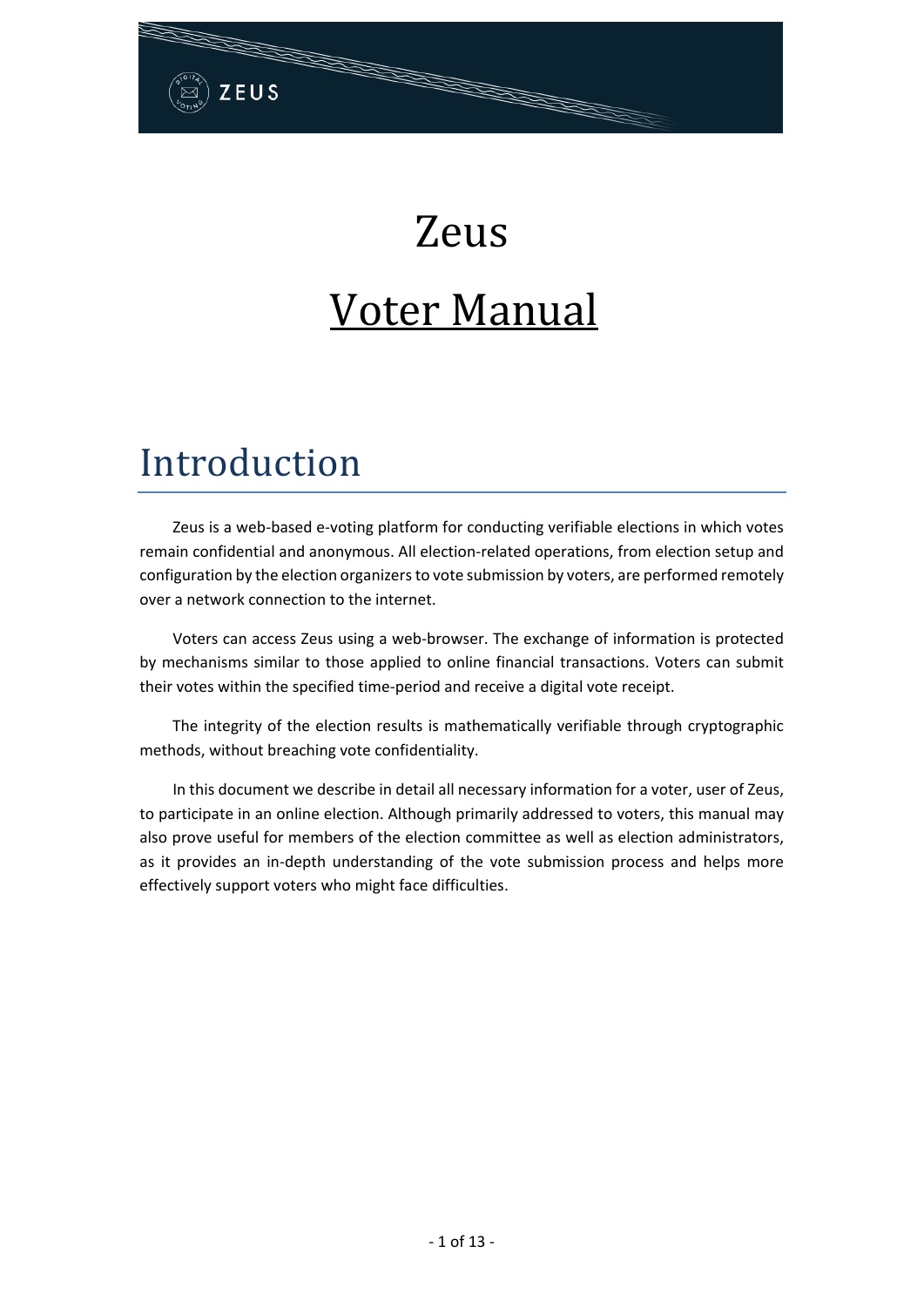# Zeus

# Voter Manual

## Introduction

Zeus is a web-based e-voting platform for conducting verifiable elections in which votes remain confidential and anonymous. All election-related operations, from election setup and configuration by the election organizers to vote submission by voters, are performed remotely over a network connection to the internet.

Voters can access Zeus using a web-browser. The exchange of information is protected by mechanisms similar to those applied to online financial transactions. Voters can submit their votes within the specified time-period and receive a digital vote receipt.

The integrity of the election results is mathematically verifiable through cryptographic methods, without breaching vote confidentiality.

In this document we describe in detail all necessary information for a voter, user of Zeus, to participate in an online election. Although primarily addressed to voters, this manual may also prove useful for members of the election committee as well as election administrators, as it provides an in-depth understanding of the vote submission process and helps more effectively support voters who might face difficulties.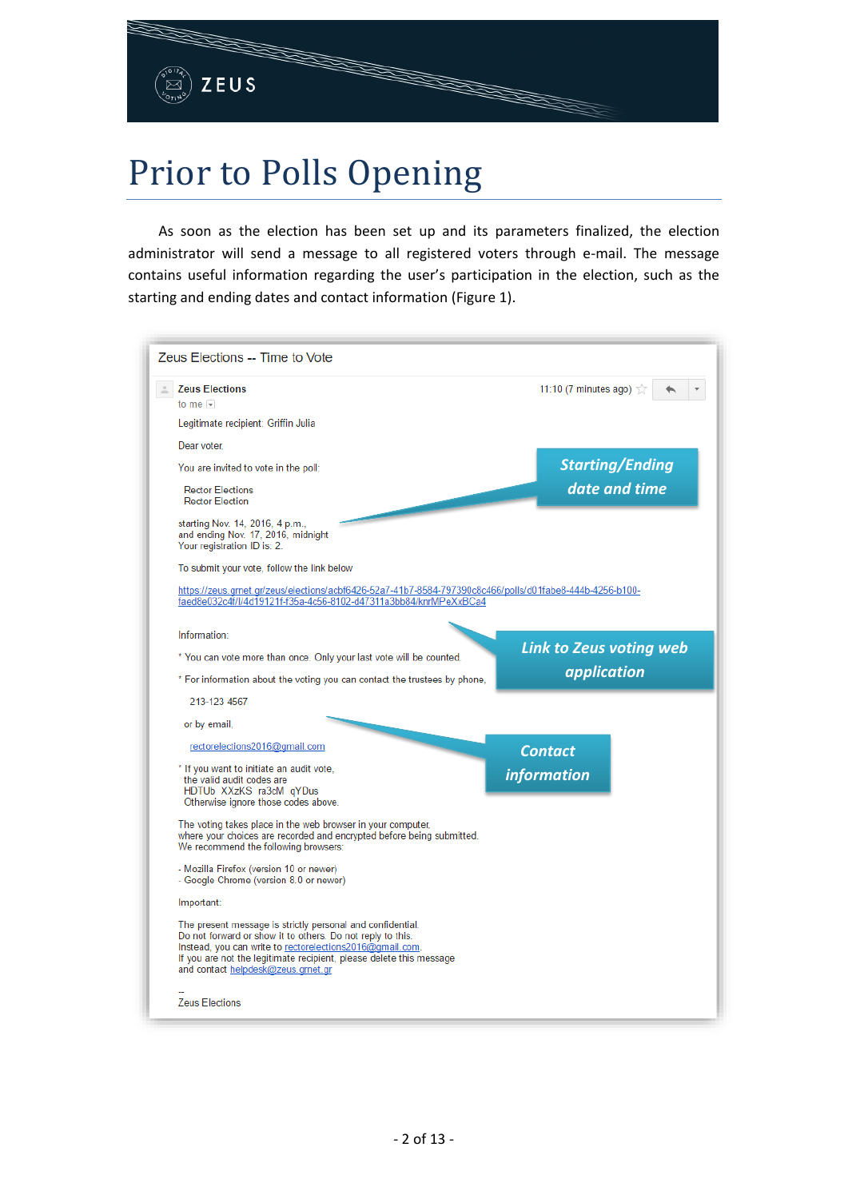# Prior to Polls Opening

As soon as the election has been set up and its parameters finalized, the election administrator will send a message to all registered voters through e-mail. The message contains useful information regarding the user's participation in the election, such as the starting and ending dates and contact information (Figure 1).

Zeus Elections -- Time to Vote

Zeus Elections
to me

11:10 (7 minutes ago)

Legitimate recipient: Griffin Julia

Dear voter,

You are invited to vote in the poll:

Rector Elections
Rector Election

starting Nov. 14, 2016, 4 p.m.,
and ending Nov. 17, 2016, midnight
Your registration ID is: 2.

To submit your vote, follow the link below

https://zeus.grnet.gr/zeus/elections/acbf6426-52a7-41b7-8584-797390c8c466/polls/d01fabe8-444b-4256-b100-faed8e032c4f/l/4d19121f-f35a-4c56-8102-d47311a3bb84/knrMPeXxBCa4

Information:

* You can vote more than once. Only your last vote will be counted.

* For information about the voting you can contact the trustees by phone,

213-123 4567

or by email,

rectorelections2016@gmail.com

* If you want to initiate an audit vote,
the valid audit codes are
HDTUb XXzKS ra3cM qYDus
Otherwise ignore those codes above.

The voting takes place in the web browser in your computer,
where your choices are recorded and encrypted before being submitted.
We recommend the following browsers:

- Mozilla Firefox (version 10 or newer)
- Google Chrome (version 8.0 or newer)

Important:

The present message is strictly personal and confidential.
Do not forward or show it to others. Do not reply to this.
Instead, you can write to rectorelections2016@gmail.com.
If you are not the legitimate recipient, please delete this message
and contact helpdesk@zeus.grnet.gr

--
Zeus Elections

*Starting/Ending date and time*

*Link to Zeus voting web application*

*Contact information*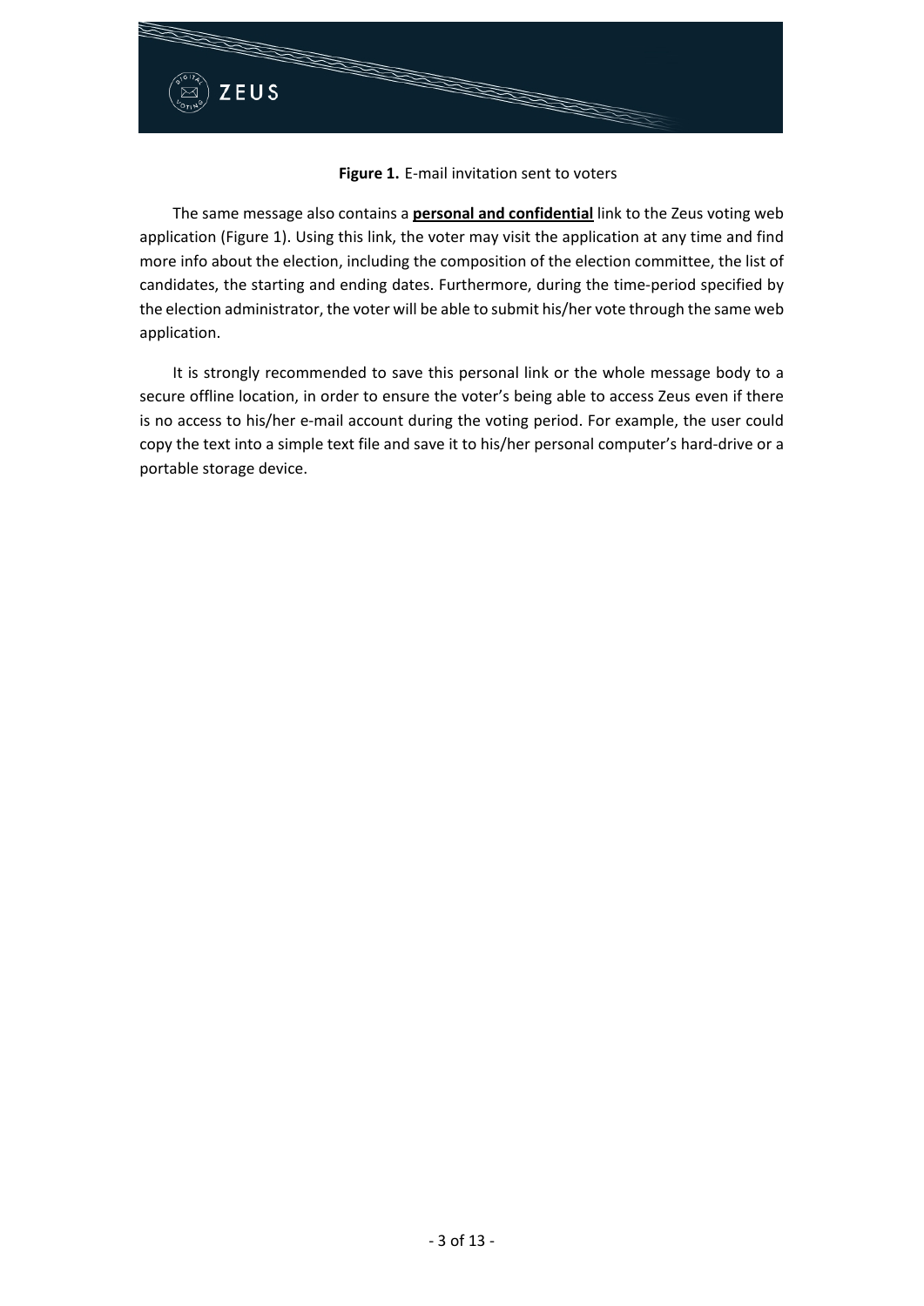**Figure 1.** E-mail invitation sent to voters

The same message also contains a **personal and confidential** link to the Zeus voting web application (Figure 1). Using this link, the voter may visit the application at any time and find more info about the election, including the composition of the election committee, the list of candidates, the starting and ending dates. Furthermore, during the time-period specified by the election administrator, the voter will be able to submit his/her vote through the same web application.

It is strongly recommended to save this personal link or the whole message body to a secure offline location, in order to ensure the voter's being able to access Zeus even if there is no access to his/her e-mail account during the voting period. For example, the user could copy the text into a simple text file and save it to his/her personal computer's hard-drive or a portable storage device.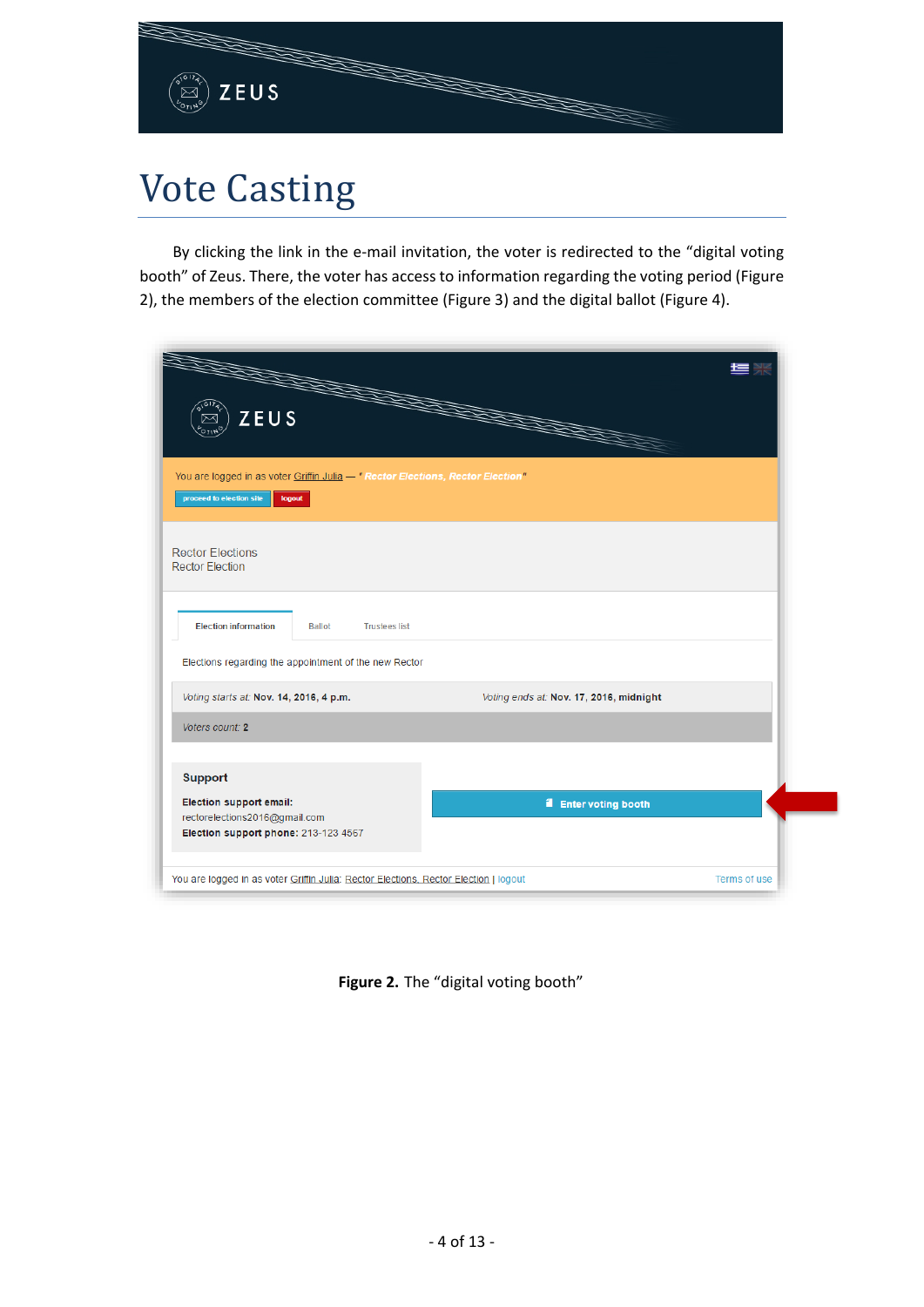# Vote Casting

By clicking the link in the e-mail invitation, the voter is redirected to the "digital voting booth" of Zeus. There, the voter has access to information regarding the voting period (Figure 2), the members of the election committee (Figure 3) and the digital ballot (Figure 4).

You are logged in as voter Griffin Julia — " Rector Elections, Rector Election "

proceed to election site | logout

Rector Elections
Rector Election

Election information | Ballot | Trustees list

Elections regarding the appointment of the new Rector

*Voting starts at:* **Nov. 14, 2016, 4 p.m.** *Voting ends at:* **Nov. 17, 2016, midnight**

*Voters count:* **2**

**Support**

**Election support email:**
rectorelections2016@gmail.com
**Election support phone:** 213-123 4567

Enter voting booth

You are logged in as voter Griffin Julia: Rector Elections, Rector Election | logout — Terms of use

**Figure 2.** The "digital voting booth"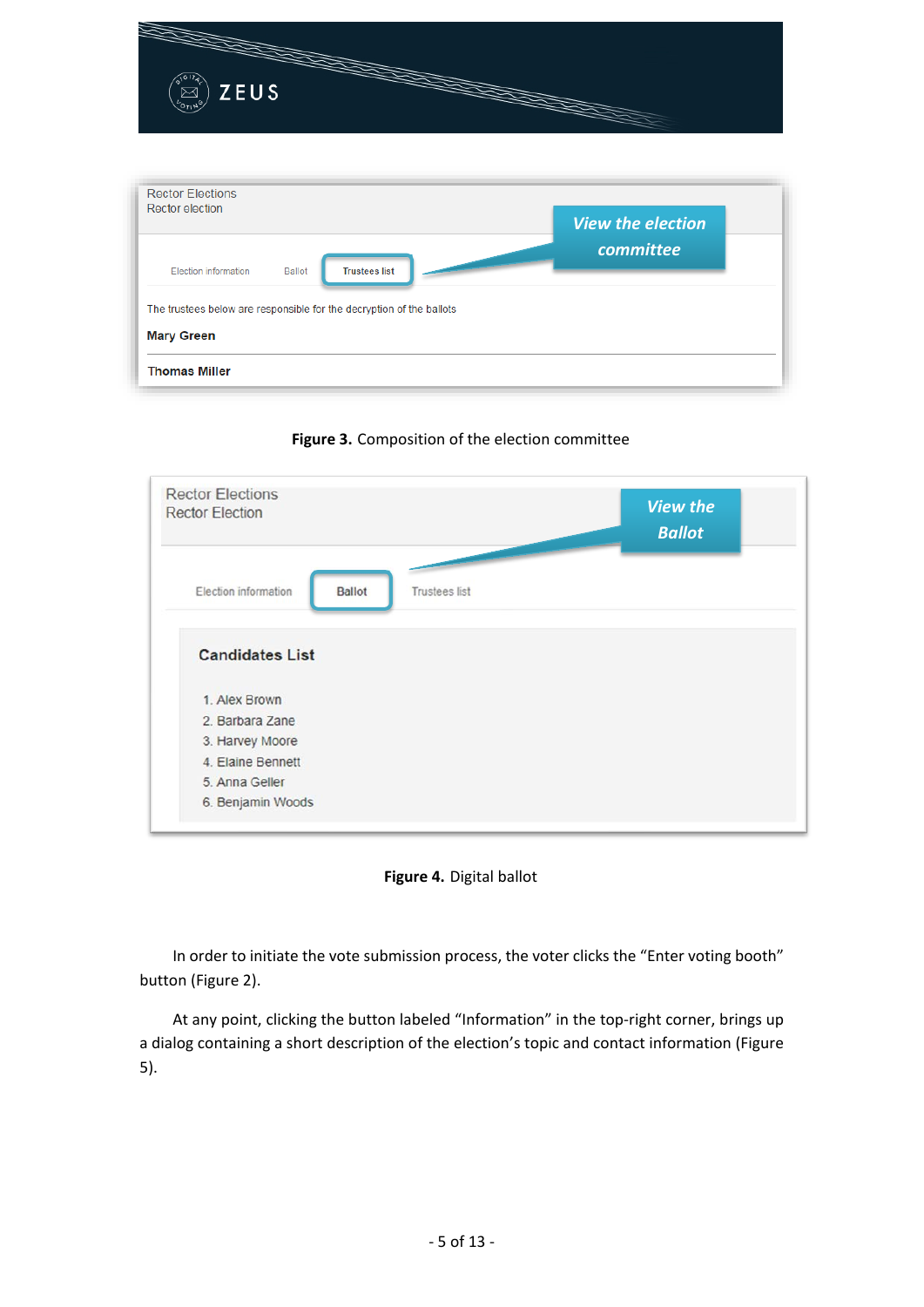Rector Elections
Rector election

View the election committee

Election information | Ballot | Trustees list

The trustees below are responsible for the decryption of the ballots

**Mary Green**

**Thomas Miller**

**Figure 3.** Composition of the election committee

Rector Elections
Rector Election

View the Ballot

Election information | Ballot | Trustees list

**Candidates List**

1. Alex Brown
2. Barbara Zane
3. Harvey Moore
4. Elaine Bennett
5. Anna Geller
6. Benjamin Woods

**Figure 4.** Digital ballot

In order to initiate the vote submission process, the voter clicks the "Enter voting booth" button (Figure 2).

At any point, clicking the button labeled "Information" in the top-right corner, brings up a dialog containing a short description of the election's topic and contact information (Figure 5).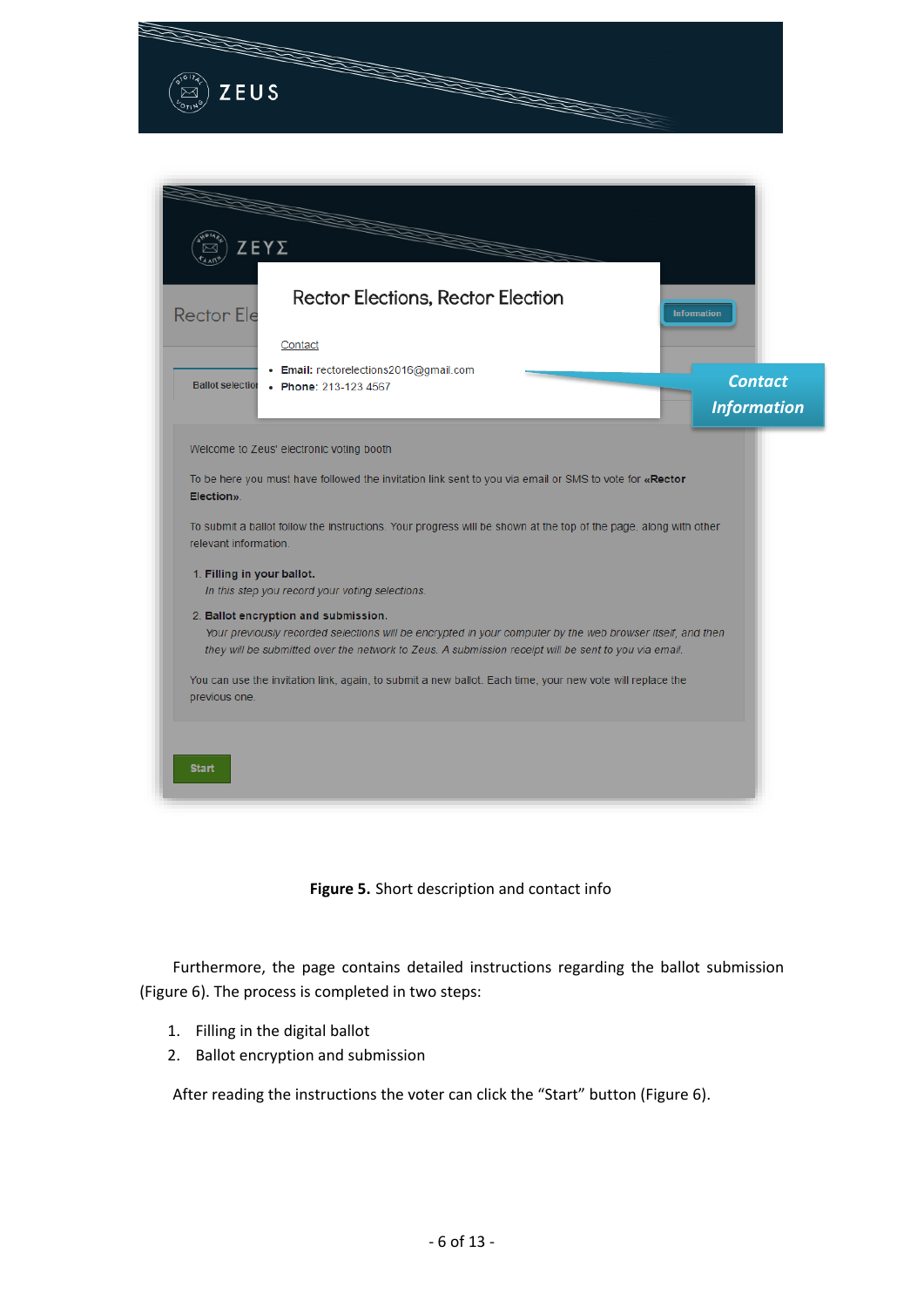**Figure 5.** Short description and contact info

Furthermore, the page contains detailed instructions regarding the ballot submission (Figure 6). The process is completed in two steps:

1. Filling in the digital ballot
2. Ballot encryption and submission

After reading the instructions the voter can click the “Start” button (Figure 6).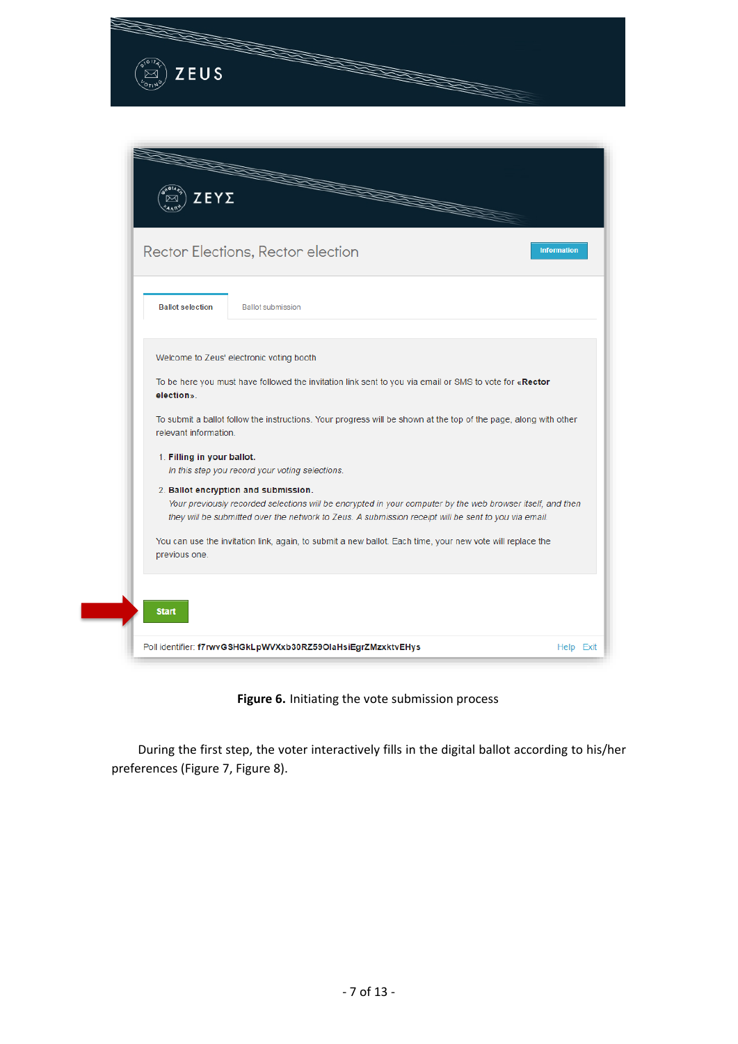Welcome to Zeus' electronic voting booth

To be here you must have followed the invitation link sent to you via email or SMS to vote for «**Rector election**».

To submit a ballot follow the instructions. Your progress will be shown at the top of the page, along with other relevant information.

1. **Filling in your ballot.**
   *In this step you record your voting selections.*
2. **Ballot encryption and submission.**
   *Your previously recorded selections will be encrypted in your computer by the web browser itself, and then they will be submitted over the network to Zeus. A submission receipt will be sent to you via email.*

You can use the invitation link, again, to submit a new ballot. Each time, your new vote will replace the previous one.

**Figure 6.** Initiating the vote submission process

During the first step, the voter interactively fills in the digital ballot according to his/her preferences (Figure 7, Figure 8).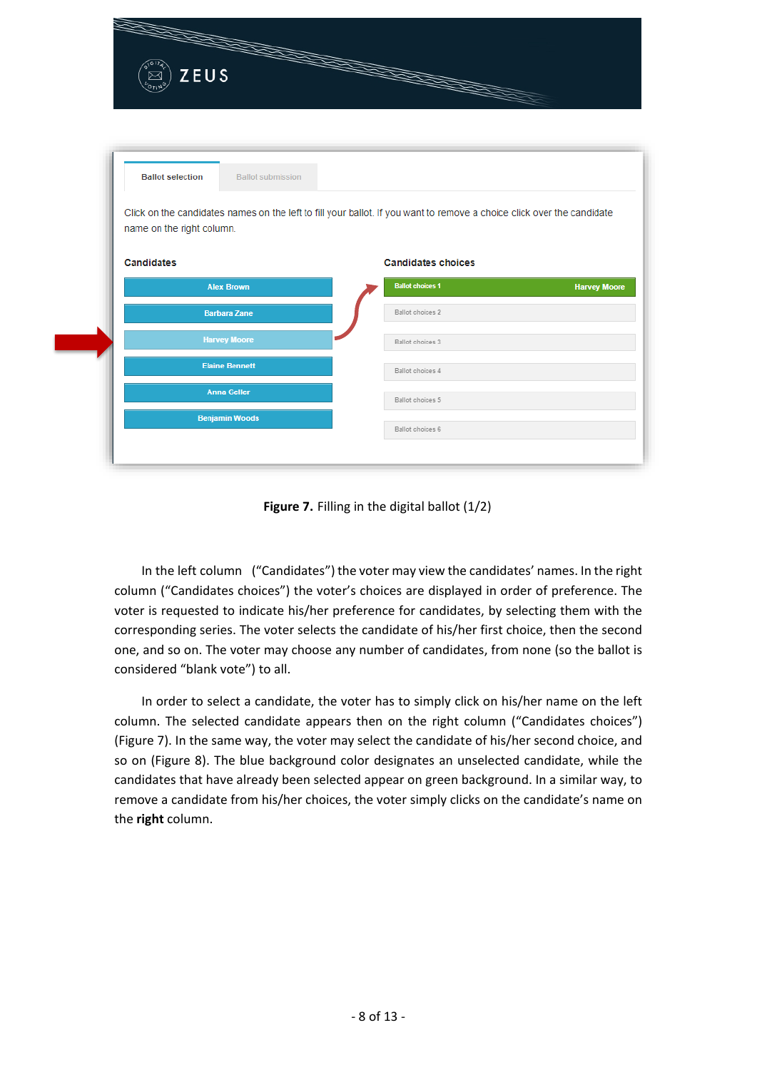**Figure 7.** Filling in the digital ballot (1/2)

In the left column ("Candidates") the voter may view the candidates' names. In the right column ("Candidates choices") the voter's choices are displayed in order of preference. The voter is requested to indicate his/her preference for candidates, by selecting them with the corresponding series. The voter selects the candidate of his/her first choice, then the second one, and so on. The voter may choose any number of candidates, from none (so the ballot is considered "blank vote") to all.

In order to select a candidate, the voter has to simply click on his/her name on the left column. The selected candidate appears then on the right column ("Candidates choices") (Figure 7). In the same way, the voter may select the candidate of his/her second choice, and so on (Figure 8). The blue background color designates an unselected candidate, while the candidates that have already been selected appear on green background. In a similar way, to remove a candidate from his/her choices, the voter simply clicks on the candidate's name on the **right** column.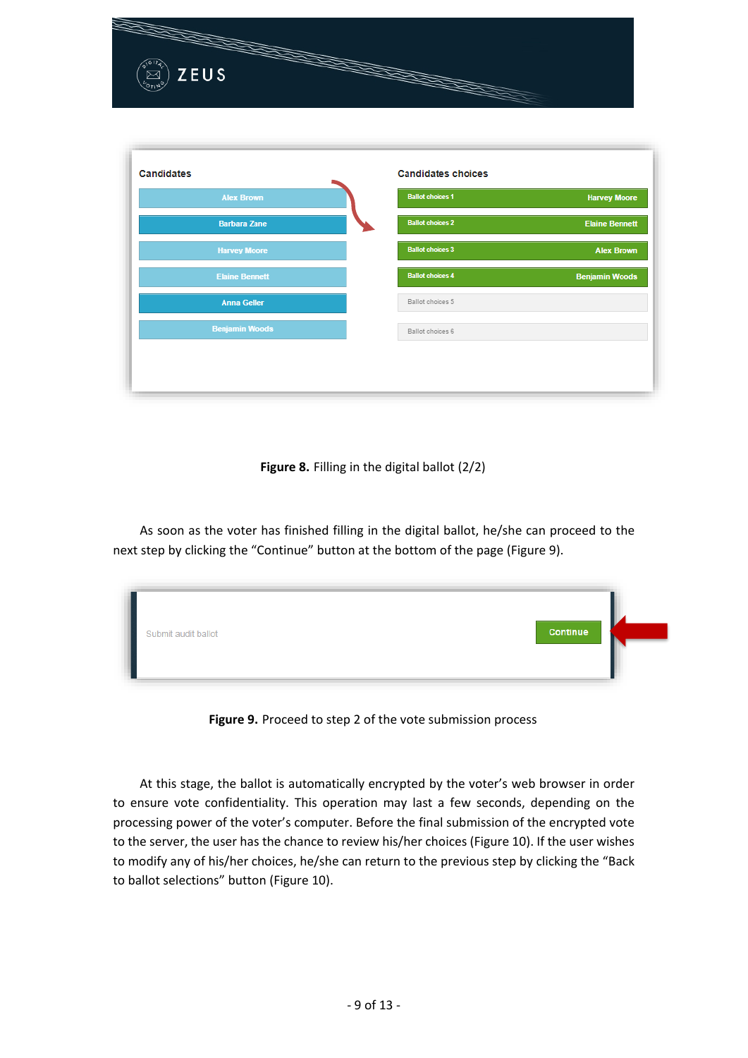**Figure 8.** Filling in the digital ballot (2/2)

As soon as the voter has finished filling in the digital ballot, he/she can proceed to the next step by clicking the "Continue" button at the bottom of the page (Figure 9).

**Figure 9.** Proceed to step 2 of the vote submission process

At this stage, the ballot is automatically encrypted by the voter's web browser in order to ensure vote confidentiality. This operation may last a few seconds, depending on the processing power of the voter's computer. Before the final submission of the encrypted vote to the server, the user has the chance to review his/her choices (Figure 10). If the user wishes to modify any of his/her choices, he/she can return to the previous step by clicking the "Back to ballot selections" button (Figure 10).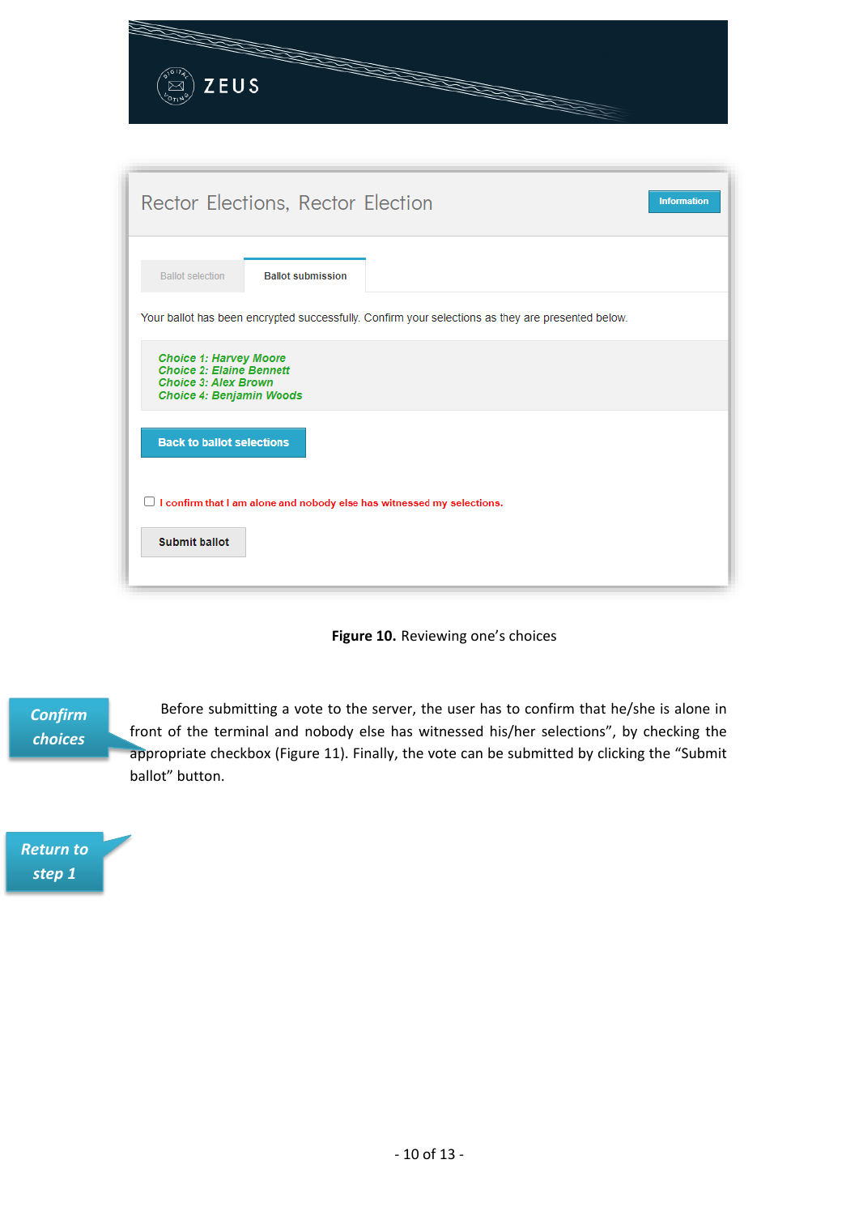Rector Elections, Rector Election

Information

Ballot selection | Ballot submission

Your ballot has been encrypted successfully. Confirm your selections as they are presented below.

*Choice 1: Harvey Moore*
*Choice 2: Elaine Bennett*
*Choice 3: Alex Brown*
*Choice 4: Benjamin Woods*

Back to ballot selections

I confirm that I am alone and nobody else has witnessed my selections.

Submit ballot

**Figure 10.** Reviewing one's choices

***Confirm choices***

Before submitting a vote to the server, the user has to confirm that he/she is alone in front of the terminal and nobody else has witnessed his/her selections", by checking the appropriate checkbox (Figure 11). Finally, the vote can be submitted by clicking the "Submit ballot" button.

***Return to step 1***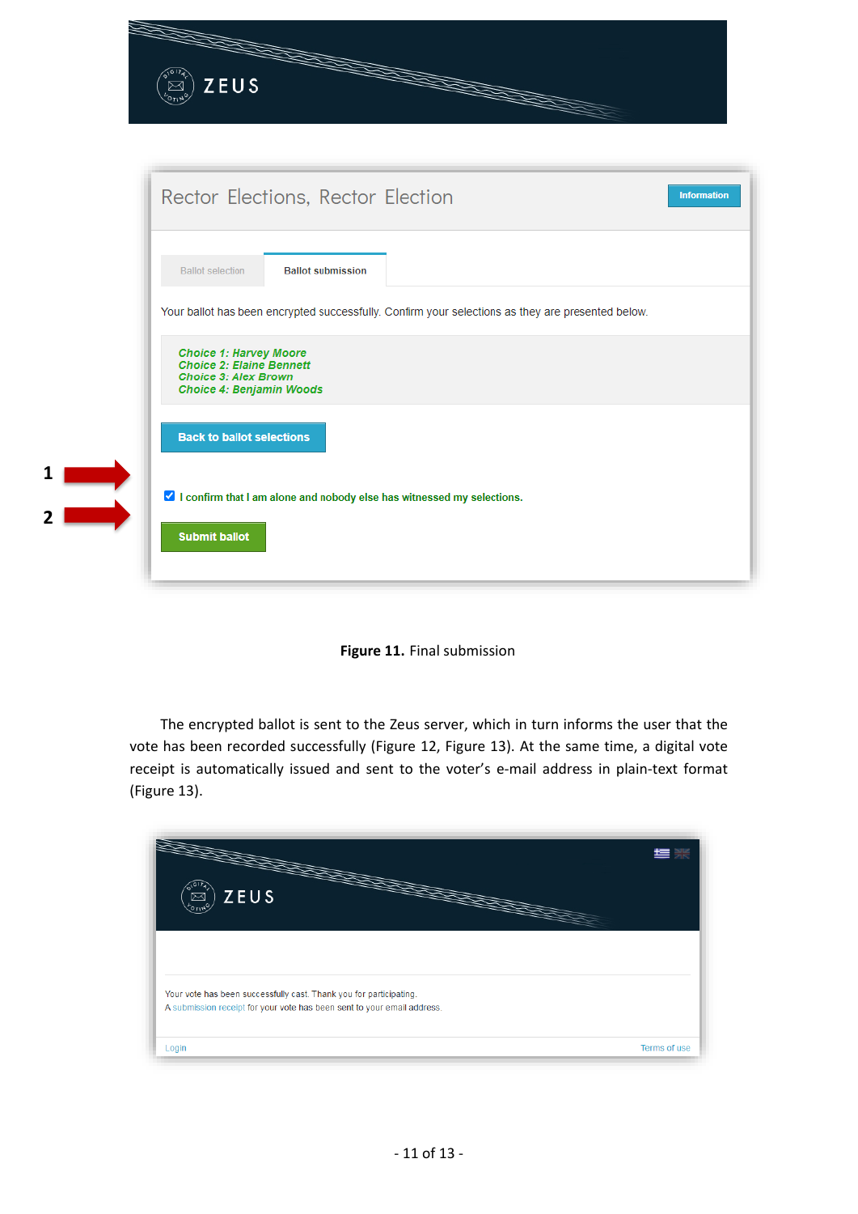**Figure 11.** Final submission

The encrypted ballot is sent to the Zeus server, which in turn informs the user that the vote has been recorded successfully (Figure 12, Figure 13). At the same time, a digital vote receipt is automatically issued and sent to the voter's e-mail address in plain-text format (Figure 13).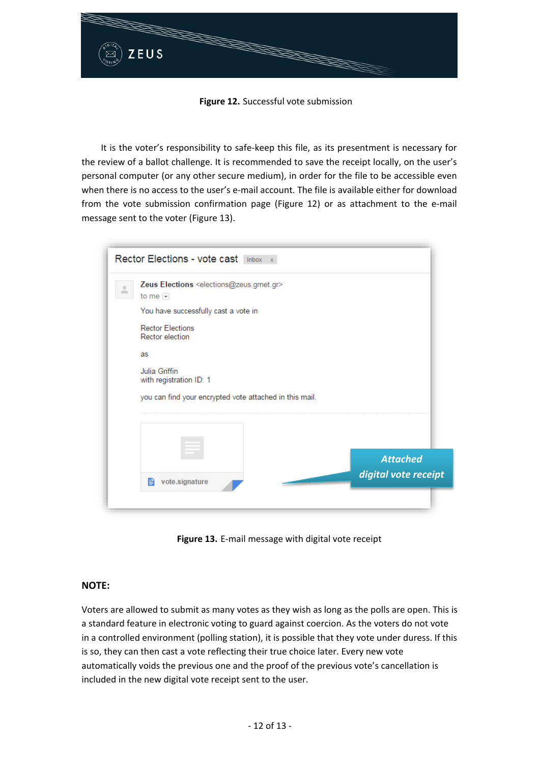**Figure 12.** Successful vote submission

It is the voter's responsibility to safe-keep this file, as its presentment is necessary for the review of a ballot challenge. It is recommended to save the receipt locally, on the user's personal computer (or any other secure medium), in order for the file to be accessible even when there is no access to the user's e-mail account. The file is available either for download from the vote submission confirmation page (Figure 12) or as attachment to the e-mail message sent to the voter (Figure 13).

**Figure 13.** E-mail message with digital vote receipt

**NOTE:**

Voters are allowed to submit as many votes as they wish as long as the polls are open. This is a standard feature in electronic voting to guard against coercion. As the voters do not vote in a controlled environment (polling station), it is possible that they vote under duress. If this is so, they can then cast a vote reflecting their true choice later. Every new vote automatically voids the previous one and the proof of the previous vote's cancellation is included in the new digital vote receipt sent to the user.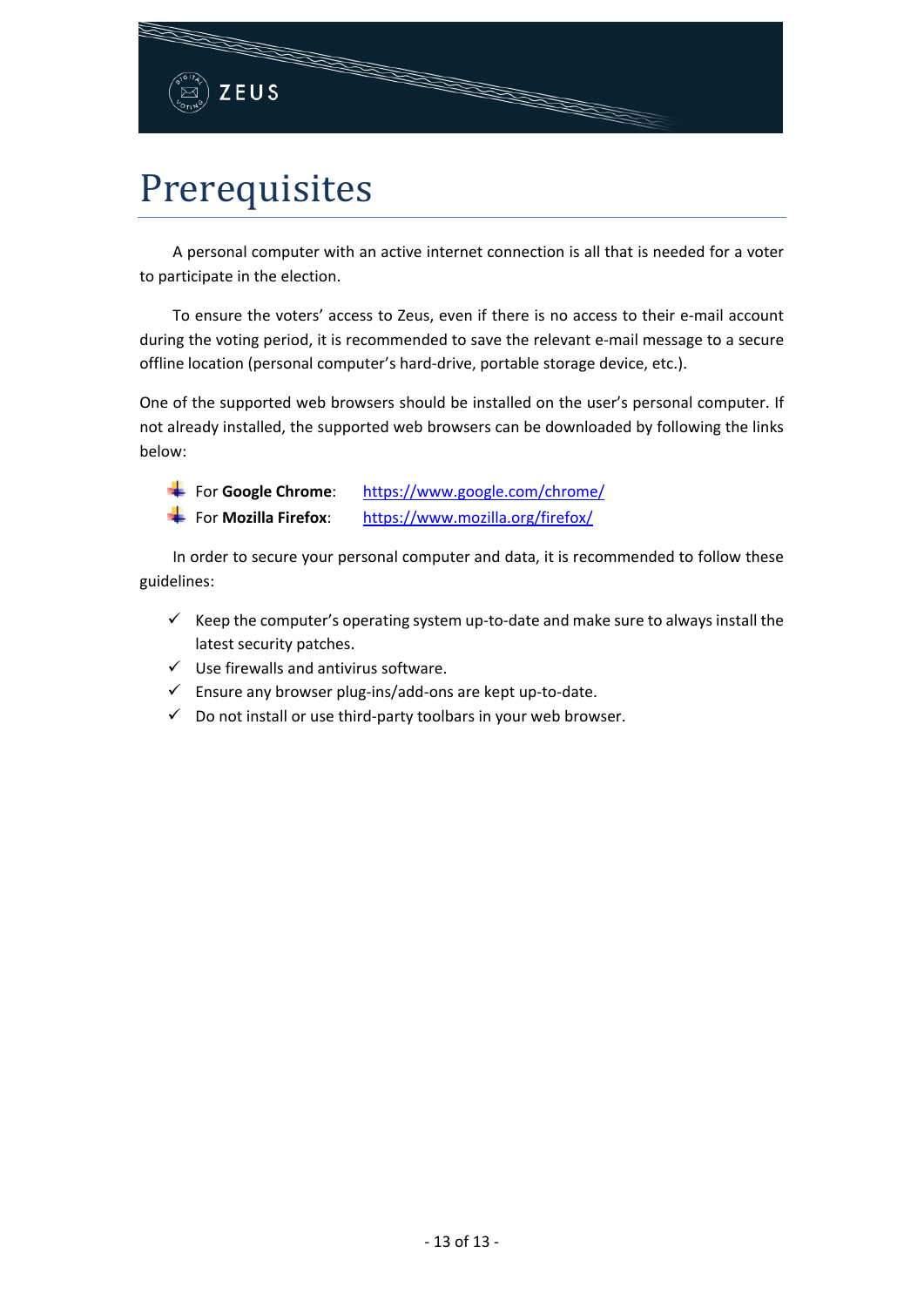# Prerequisites

A personal computer with an active internet connection is all that is needed for a voter to participate in the election.

To ensure the voters' access to Zeus, even if there is no access to their e-mail account during the voting period, it is recommended to save the relevant e-mail message to a secure offline location (personal computer's hard-drive, portable storage device, etc.).

One of the supported web browsers should be installed on the user's personal computer. If not already installed, the supported web browsers can be downloaded by following the links below:

- For **Google Chrome**: https://www.google.com/chrome/
- For **Mozilla Firefox**: https://www.mozilla.org/firefox/

In order to secure your personal computer and data, it is recommended to follow these guidelines:

- ✓ Keep the computer's operating system up-to-date and make sure to always install the latest security patches.
- ✓ Use firewalls and antivirus software.
- ✓ Ensure any browser plug-ins/add-ons are kept up-to-date.
- ✓ Do not install or use third-party toolbars in your web browser.